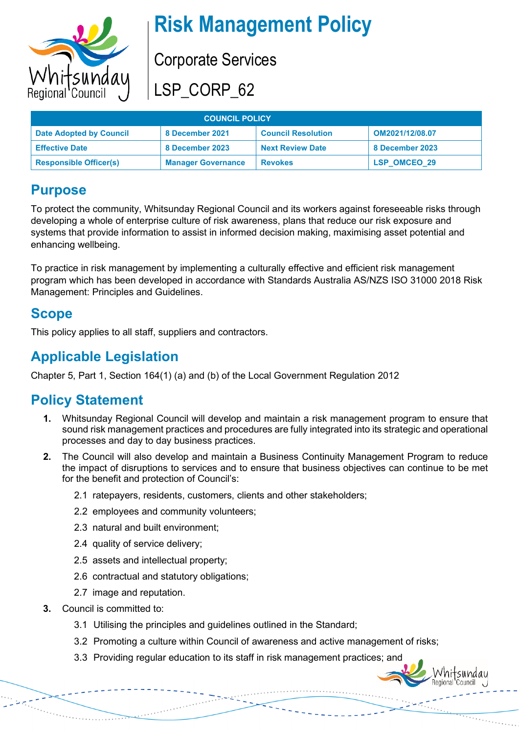# Risk Management Policy

Corporate Services

LSP_CORP_62

| COUNCIL POLICY | | | |
|---|---|---|---|
| **Date Adopted by Council** | **8 December 2021** | **Council Resolution** | **OM2021/12/08.07** |
| **Effective Date** | **8 December 2023** | **Next Review Date** | **8 December 2023** |
| **Responsible Officer(s)** | **Manager Governance** | **Revokes** | **LSP_OMCEO_29** |

## Purpose

To protect the community, Whitsunday Regional Council and its workers against foreseeable risks through developing a whole of enterprise culture of risk awareness, plans that reduce our risk exposure and systems that provide information to assist in informed decision making, maximising asset potential and enhancing wellbeing.

To practice in risk management by implementing a culturally effective and efficient risk management program which has been developed in accordance with Standards Australia AS/NZS ISO 31000 2018 Risk Management: Principles and Guidelines.

## Scope

This policy applies to all staff, suppliers and contractors.

## Applicable Legislation

Chapter 5, Part 1, Section 164(1) (a) and (b) of the Local Government Regulation 2012

## Policy Statement

1. Whitsunday Regional Council will develop and maintain a risk management program to ensure that sound risk management practices and procedures are fully integrated into its strategic and operational processes and day to day business practices.
2. The Council will also develop and maintain a Business Continuity Management Program to reduce the impact of disruptions to services and to ensure that business objectives can continue to be met for the benefit and protection of Council's:
   - 2.1 ratepayers, residents, customers, clients and other stakeholders;
   - 2.2 employees and community volunteers;
   - 2.3 natural and built environment;
   - 2.4 quality of service delivery;
   - 2.5 assets and intellectual property;
   - 2.6 contractual and statutory obligations;
   - 2.7 image and reputation.
3. Council is committed to:
   - 3.1 Utilising the principles and guidelines outlined in the Standard;
   - 3.2 Promoting a culture within Council of awareness and active management of risks;
   - 3.3 Providing regular education to its staff in risk management practices; and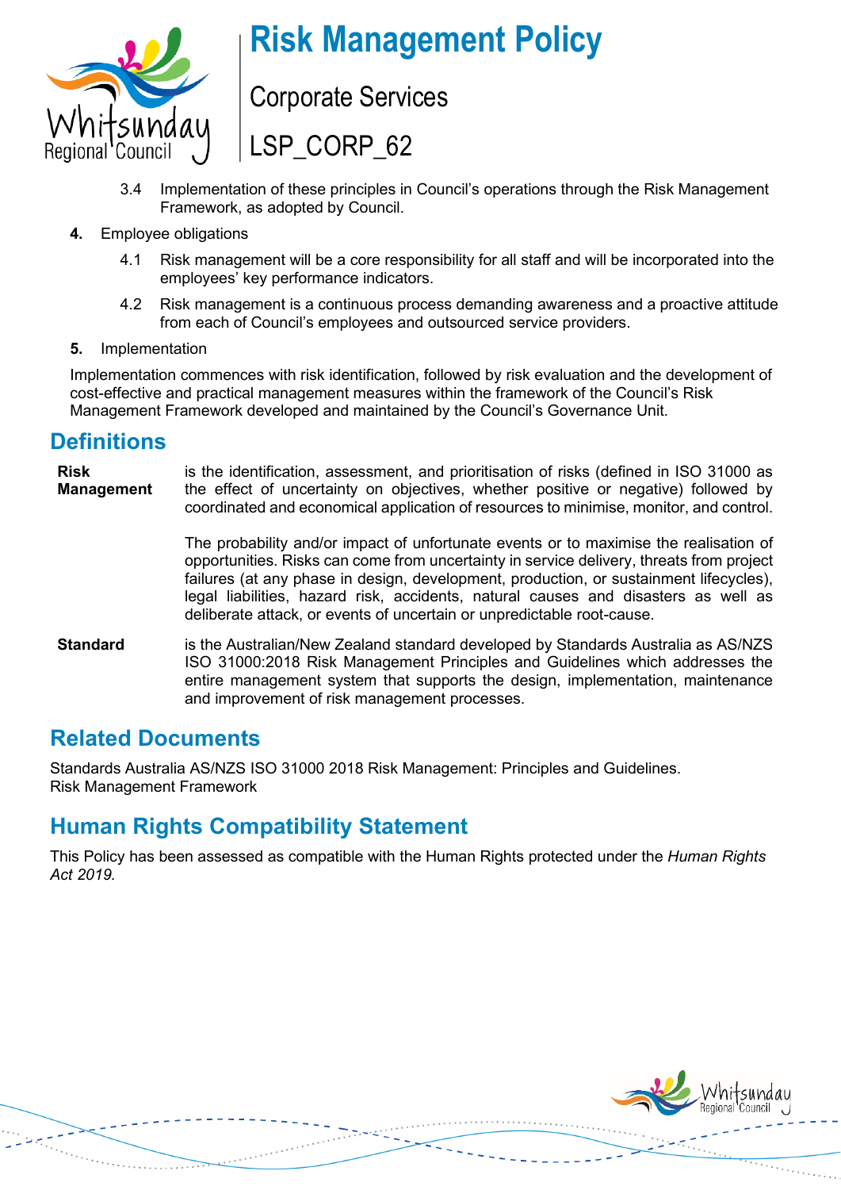3.4 Implementation of these principles in Council's operations through the Risk Management Framework, as adopted by Council.

**4.** Employee obligations

4.1 Risk management will be a core responsibility for all staff and will be incorporated into the employees' key performance indicators.

4.2 Risk management is a continuous process demanding awareness and a proactive attitude from each of Council's employees and outsourced service providers.

**5.** Implementation

Implementation commences with risk identification, followed by risk evaluation and the development of cost-effective and practical management measures within the framework of the Council's Risk Management Framework developed and maintained by the Council's Governance Unit.

## Definitions

**Risk Management** is the identification, assessment, and prioritisation of risks (defined in ISO 31000 as the effect of uncertainty on objectives, whether positive or negative) followed by coordinated and economical application of resources to minimise, monitor, and control.

The probability and/or impact of unfortunate events or to maximise the realisation of opportunities. Risks can come from uncertainty in service delivery, threats from project failures (at any phase in design, development, production, or sustainment lifecycles), legal liabilities, hazard risk, accidents, natural causes and disasters as well as deliberate attack, or events of uncertain or unpredictable root-cause.

**Standard** is the Australian/New Zealand standard developed by Standards Australia as AS/NZS ISO 31000:2018 Risk Management Principles and Guidelines which addresses the entire management system that supports the design, implementation, maintenance and improvement of risk management processes.

## Related Documents

Standards Australia AS/NZS ISO 31000 2018 Risk Management: Principles and Guidelines.
Risk Management Framework

## Human Rights Compatibility Statement

This Policy has been assessed as compatible with the Human Rights protected under the *Human Rights Act 2019.*